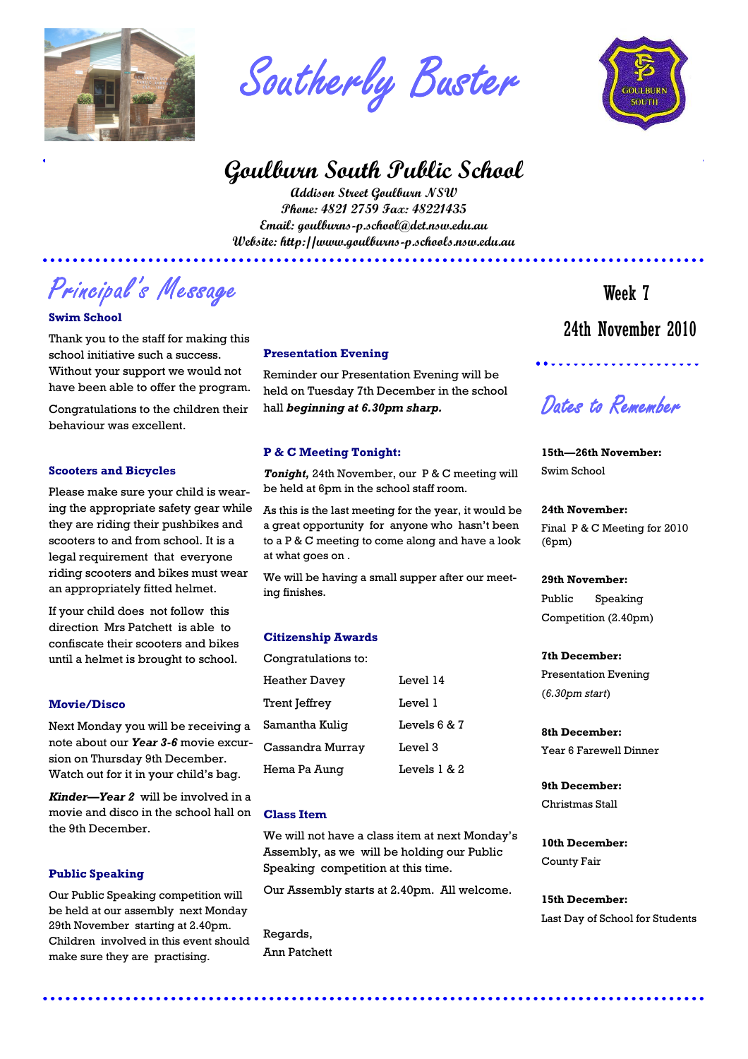# Southerly Buster

## Goulburn South Public School

**Addison Street Goulburn NSW**
**Phone: 4821 2759 Fax: 48221435**
**Email: goulburns-p.school@det.nsw.edu.au**
**Website: http://www.goulburns-p.schools.nsw.edu.au**

## Principal's Message

### Swim School

Thank you to the staff for making this school initiative such a success. Without your support we would not have been able to offer the program.

Congratulations to the children their behaviour was excellent.

### Scooters and Bicycles

Please make sure your child is wearing the appropriate safety gear while they are riding their pushbikes and scooters to and from school. It is a legal requirement that everyone riding scooters and bikes must wear an appropriately fitted helmet.

If your child does not follow this direction Mrs Patchett is able to confiscate their scooters and bikes until a helmet is brought to school.

### Movie/Disco

Next Monday you will be receiving a note about our ***Year 3-6*** movie excursion on Thursday 9th December. Watch out for it in your child's bag.

***Kinder—Year 2*** will be involved in a movie and disco in the school hall on the 9th December.

### Public Speaking

Our Public Speaking competition will be held at our assembly next Monday 29th November starting at 2.40pm. Children involved in this event should make sure they are practising.

### Presentation Evening

Reminder our Presentation Evening will be held on Tuesday 7th December in the school hall ***beginning at 6.30pm sharp.***

### P & C Meeting Tonight:

***Tonight,*** 24th November, our P & C meeting will be held at 6pm in the school staff room.

As this is the last meeting for the year, it would be a great opportunity for anyone who hasn't been to a P & C meeting to come along and have a look at what goes on .

We will be having a small supper after our meeting finishes.

### Citizenship Awards

Congratulations to:

| Name | Level |
|---|---|
| Heather Davey | Level 14 |
| Trent Jeffrey | Level 1 |
| Samantha Kulig | Levels 6 & 7 |
| Cassandra Murray | Level 3 |
| Hema Pa Aung | Levels 1 & 2 |

### Class Item

We will not have a class item at next Monday's Assembly, as we will be holding our Public Speaking competition at this time.

Our Assembly starts at 2.40pm. All welcome.

Regards,
Ann Patchett

**Week 7**

**24th November 2010**

## Dates to Remember

**15th—26th November:**
Swim School

**24th November:**
Final P & C Meeting for 2010 (6pm)

**29th November:**
Public Speaking Competition (2.40pm)

**7th December:**
Presentation Evening (*6.30pm start*)

**8th December:**
Year 6 Farewell Dinner

**9th December:**
Christmas Stall

**10th December:**
County Fair

**15th December:**
Last Day of School for Students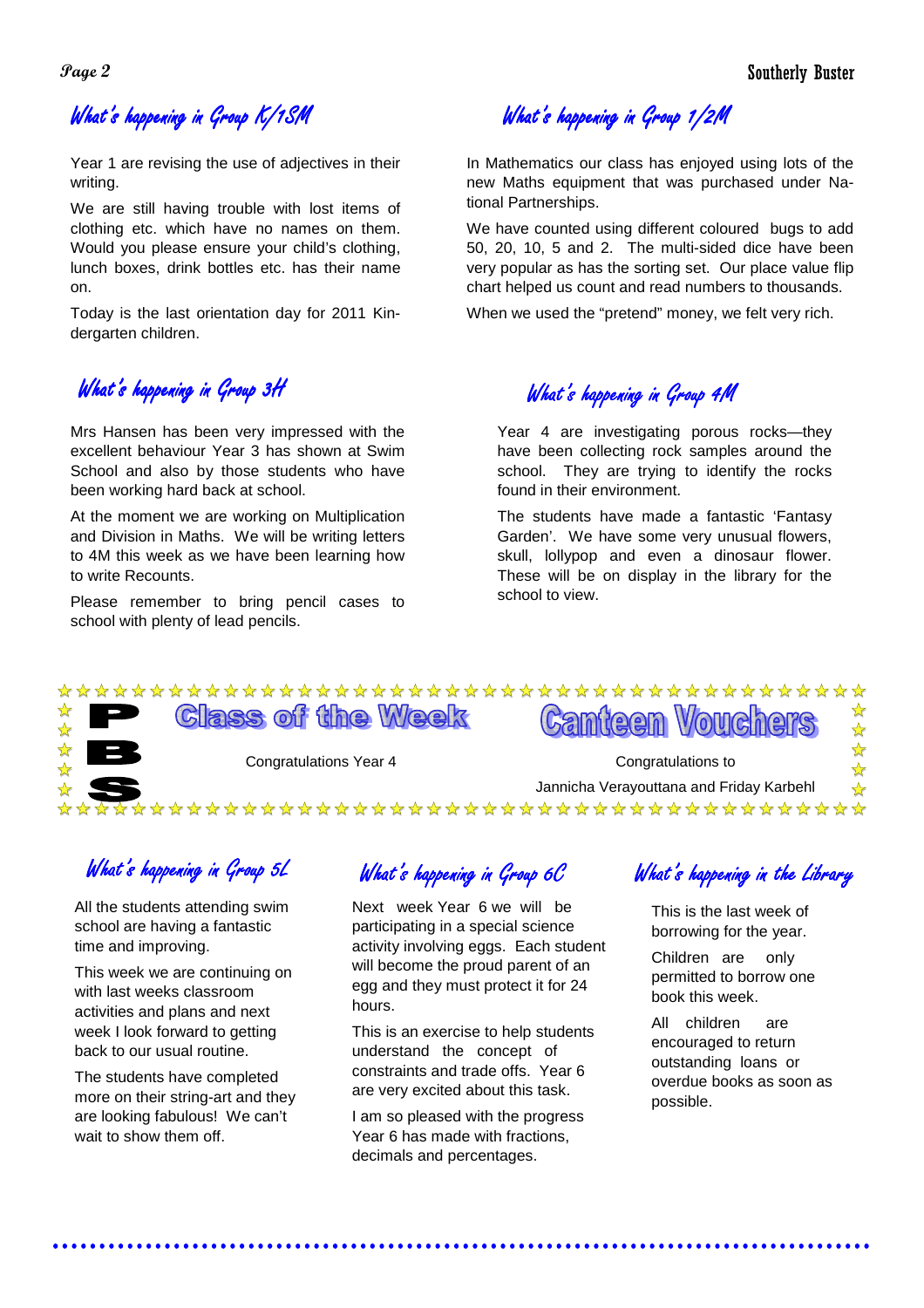## What's happening in Group K/1SM

Year 1 are revising the use of adjectives in their writing.

We are still having trouble with lost items of clothing etc. which have no names on them. Would you please ensure your child's clothing, lunch boxes, drink bottles etc. has their name on.

Today is the last orientation day for 2011 Kindergarten children.

## What's happening in Group 1/2M

In Mathematics our class has enjoyed using lots of the new Maths equipment that was purchased under National Partnerships.

We have counted using different coloured bugs to add 50, 20, 10, 5 and 2. The multi-sided dice have been very popular as has the sorting set. Our place value flip chart helped us count and read numbers to thousands.

When we used the "pretend" money, we felt very rich.

## What's happening in Group 3H

Mrs Hansen has been very impressed with the excellent behaviour Year 3 has shown at Swim School and also by those students who have been working hard back at school.

At the moment we are working on Multiplication and Division in Maths. We will be writing letters to 4M this week as we have been learning how to write Recounts.

Please remember to bring pencil cases to school with plenty of lead pencils.

## What's happening in Group 4M

Year 4 are investigating porous rocks—they have been collecting rock samples around the school. They are trying to identify the rocks found in their environment.

The students have made a fantastic 'Fantasy Garden'. We have some very unusual flowers, skull, lollypop and even a dinosaur flower. These will be on display in the library for the school to view.

**PBS**

### Class of the Week

Congratulations Year 4

### Canteen Vouchers

Congratulations to

Jannicha Verayouttana and Friday Karbehl

## What's happening in Group 5L

All the students attending swim school are having a fantastic time and improving.

This week we are continuing on with last weeks classroom activities and plans and next week I look forward to getting back to our usual routine.

The students have completed more on their string-art and they are looking fabulous! We can't wait to show them off.

## What's happening in Group 6C

Next week Year 6 we will be participating in a special science activity involving eggs. Each student will become the proud parent of an egg and they must protect it for 24 hours.

This is an exercise to help students understand the concept of constraints and trade offs. Year 6 are very excited about this task.

I am so pleased with the progress Year 6 has made with fractions, decimals and percentages.

## What's happening in the Library

This is the last week of borrowing for the year.

Children are only permitted to borrow one book this week.

All children are encouraged to return outstanding loans or overdue books as soon as possible.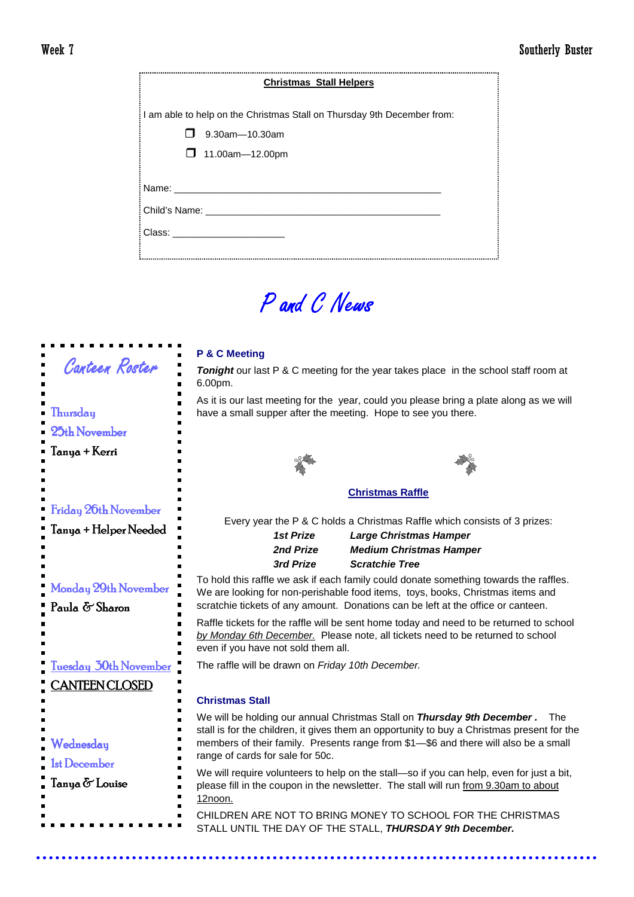**Christmas Stall Helpers**

I am able to help on the Christmas Stall on Thursday 9th December from:

- ❒ 9.30am—10.30am
- ❒ 11.00am—12.00pm

Name: ___________________________________________________

Child's Name: ____________________________________________

Class: ______________________

# P and C News

## Canteen Roster

Thursday 25th November
Tanya + Kerri

Friday 26th November
Tanya + Helper Needed

Monday 29th November
Paula & Sharon

Tuesday 30th November
CANTEEN CLOSED

Wednesday 1st December
Tanya & Louise

### P & C Meeting

***Tonight*** our last P & C meeting for the year takes place in the school staff room at 6.00pm.

As it is our last meeting for the year, could you please bring a plate along as we will have a small supper after the meeting. Hope to see you there.

### Christmas Raffle

Every year the P & C holds a Christmas Raffle which consists of 3 prizes:

| | |
|---|---|
| ***1st Prize*** | ***Large Christmas Hamper*** |
| ***2nd Prize*** | ***Medium Christmas Hamper*** |
| ***3rd Prize*** | ***Scratchie Tree*** |

To hold this raffle we ask if each family could donate something towards the raffles. We are looking for non-perishable food items, toys, books, Christmas items and scratchie tickets of any amount. Donations can be left at the office or canteen.

Raffle tickets for the raffle will be sent home today and need to be returned to school *by Monday 6th December.* Please note, all tickets need to be returned to school even if you have not sold them all.

The raffle will be drawn on *Friday 10th December.*

### Christmas Stall

We will be holding our annual Christmas Stall on ***Thursday 9th December .*** The stall is for the children, it gives them an opportunity to buy a Christmas present for the members of their family. Presents range from $1—$6 and there will also be a small range of cards for sale for 50c.

We will require volunteers to help on the stall—so if you can help, even for just a bit, please fill in the coupon in the newsletter. The stall will run from 9.30am to about 12noon.

CHILDREN ARE NOT TO BRING MONEY TO SCHOOL FOR THE CHRISTMAS STALL UNTIL THE DAY OF THE STALL, ***THURSDAY 9th December.***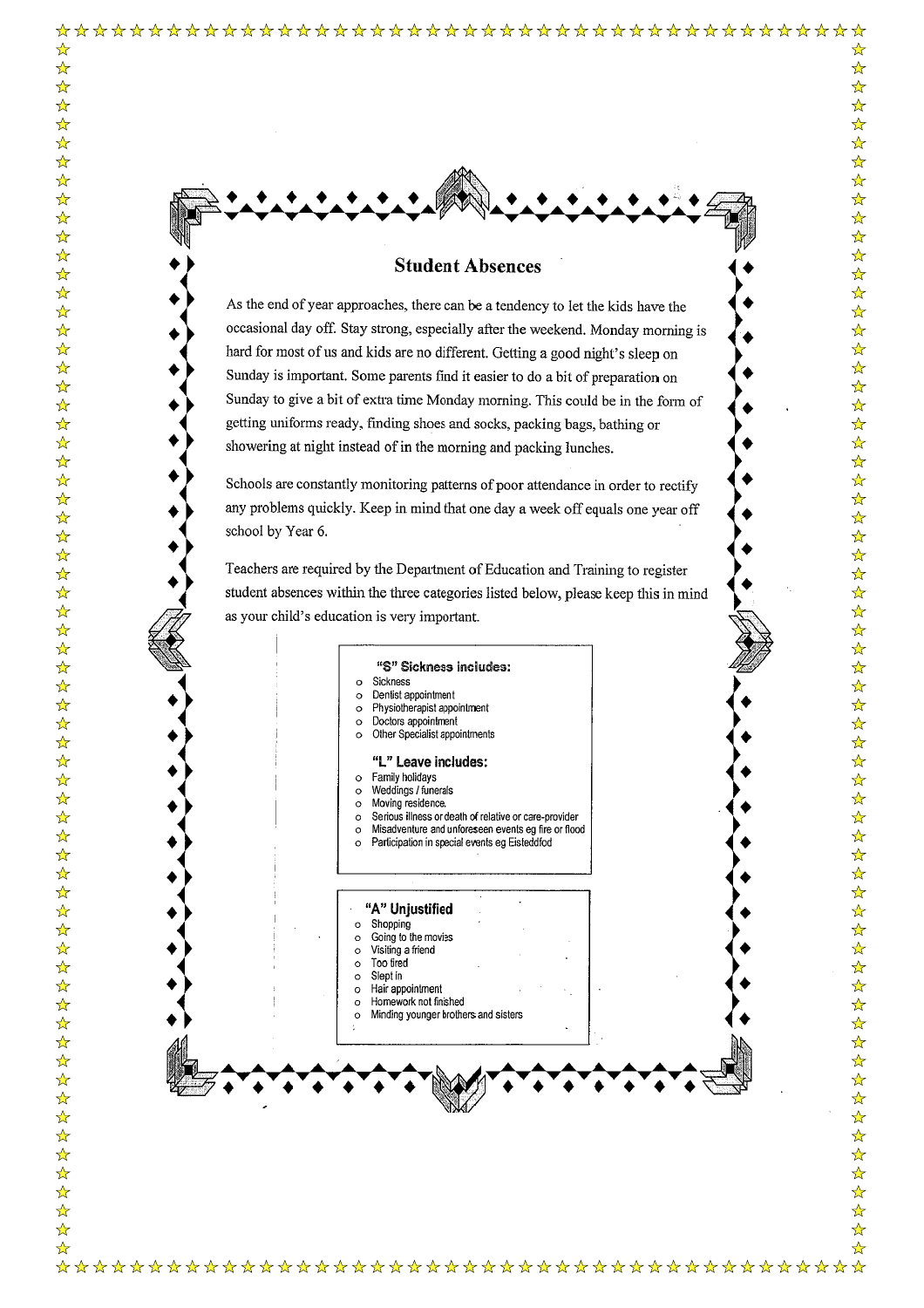## Student Absences

As the end of year approaches, there can be a tendency to let the kids have the occasional day off. Stay strong, especially after the weekend. Monday morning is hard for most of us and kids are no different. Getting a good night's sleep on Sunday is important. Some parents find it easier to do a bit of preparation on Sunday to give a bit of extra time Monday morning. This could be in the form of getting uniforms ready, finding shoes and socks, packing bags, bathing or showering at night instead of in the morning and packing lunches.

Schools are constantly monitoring patterns of poor attendance in order to rectify any problems quickly. Keep in mind that one day a week off equals one year off school by Year 6.

Teachers are required by the Department of Education and Training to register student absences within the three categories listed below, please keep this in mind as your child's education is very important.

**"S" Sickness includes:**

- Sickness
- Dentist appointment
- Physiotherapist appointment
- Doctors appointment
- Other Specialist appointments

**"L" Leave includes:**

- Family holidays
- Weddings / funerals
- Moving residence.
- Serious illness or death of relative or care-provider
- Misadventure and unforeseen events eg fire or flood
- Participation in special events eg Eisteddfod

**"A" Unjustified**

- Shopping
- Going to the movies
- Visiting a friend
- Too tired
- Slept in
- Hair appointment
- Homework not finished
- Minding younger brothers and sisters